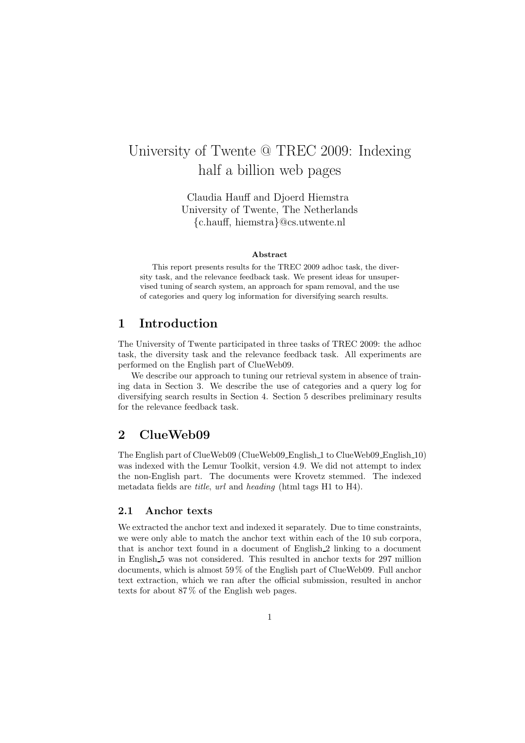# University of Twente @ TREC 2009: Indexing half a billion web pages

Claudia Hauff and Djoerd Hiemstra
University of Twente, The Netherlands
{c.hauff, hiemstra}@cs.utwente.nl

**Abstract**

This report presents results for the TREC 2009 adhoc task, the diversity task, and the relevance feedback task. We present ideas for unsupervised tuning of search system, an approach for spam removal, and the use of categories and query log information for diversifying search results.

## 1 Introduction

The University of Twente participated in three tasks of TREC 2009: the adhoc task, the diversity task and the relevance feedback task. All experiments are performed on the English part of ClueWeb09.

We describe our approach to tuning our retrieval system in absence of training data in Section 3. We describe the use of categories and a query log for diversifying search results in Section 4. Section 5 describes preliminary results for the relevance feedback task.

## 2 ClueWeb09

The English part of ClueWeb09 (ClueWeb09_English_1 to ClueWeb09_English_10) was indexed with the Lemur Toolkit, version 4.9. We did not attempt to index the non-English part. The documents were Krovetz stemmed. The indexed metadata fields are *title*, *url* and *heading* (html tags H1 to H4).

### 2.1 Anchor texts

We extracted the anchor text and indexed it separately. Due to time constraints, we were only able to match the anchor text within each of the 10 sub corpora, that is anchor text found in a document of English_2 linking to a document in English_5 was not considered. This resulted in anchor texts for 297 million documents, which is almost 59 % of the English part of ClueWeb09. Full anchor text extraction, which we ran after the official submission, resulted in anchor texts for about 87 % of the English web pages.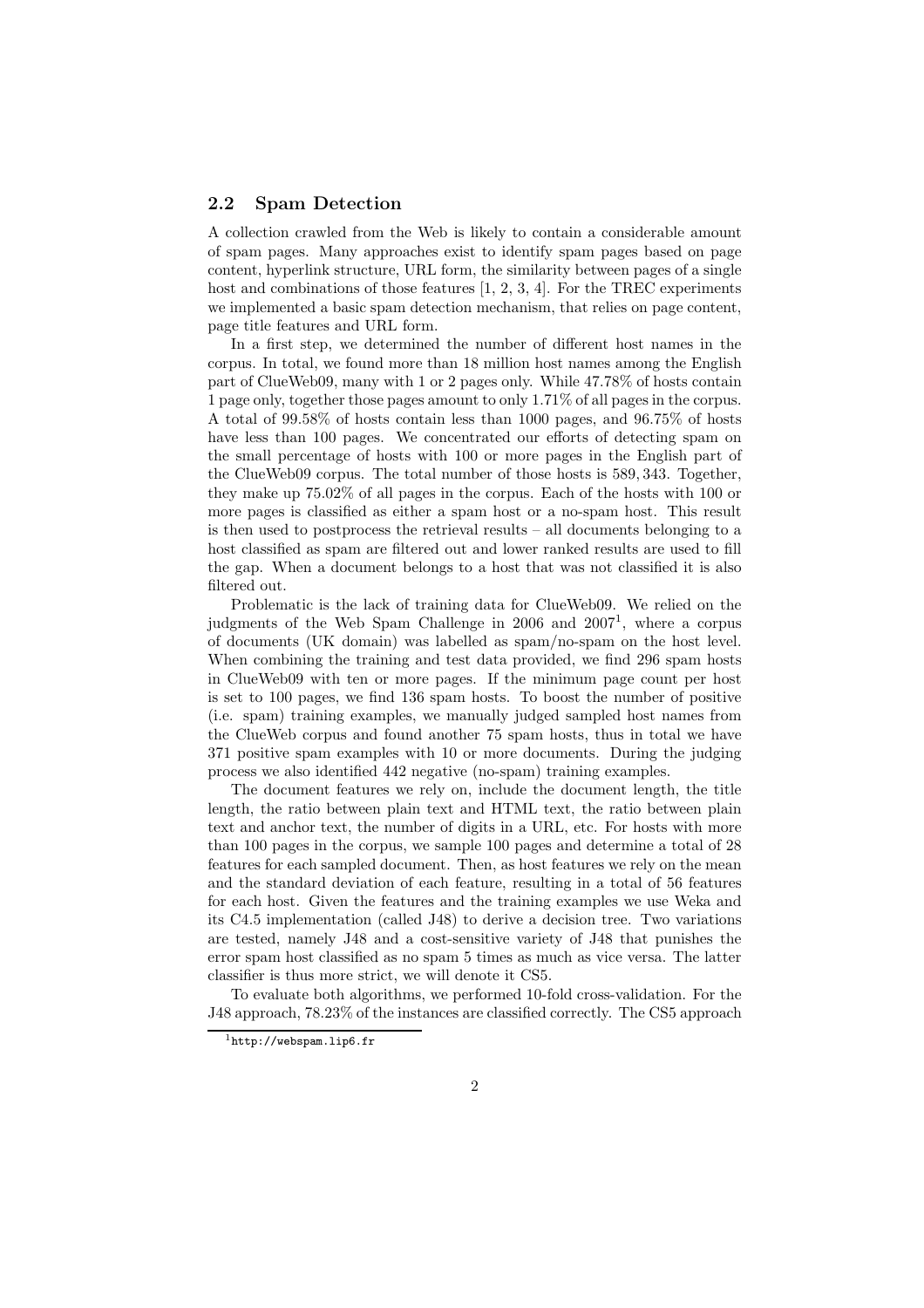## 2.2 Spam Detection

A collection crawled from the Web is likely to contain a considerable amount of spam pages. Many approaches exist to identify spam pages based on page content, hyperlink structure, URL form, the similarity between pages of a single host and combinations of those features [1, 2, 3, 4]. For the TREC experiments we implemented a basic spam detection mechanism, that relies on page content, page title features and URL form.

In a first step, we determined the number of different host names in the corpus. In total, we found more than 18 million host names among the English part of ClueWeb09, many with 1 or 2 pages only. While 47.78% of hosts contain 1 page only, together those pages amount to only 1.71% of all pages in the corpus. A total of 99.58% of hosts contain less than 1000 pages, and 96.75% of hosts have less than 100 pages. We concentrated our efforts of detecting spam on the small percentage of hosts with 100 or more pages in the English part of the ClueWeb09 corpus. The total number of those hosts is 589,343. Together, they make up 75.02% of all pages in the corpus. Each of the hosts with 100 or more pages is classified as either a spam host or a no-spam host. This result is then used to postprocess the retrieval results – all documents belonging to a host classified as spam are filtered out and lower ranked results are used to fill the gap. When a document belongs to a host that was not classified it is also filtered out.

Problematic is the lack of training data for ClueWeb09. We relied on the judgments of the Web Spam Challenge in 2006 and 2007[1], where a corpus of documents (UK domain) was labelled as spam/no-spam on the host level. When combining the training and test data provided, we find 296 spam hosts in ClueWeb09 with ten or more pages. If the minimum page count per host is set to 100 pages, we find 136 spam hosts. To boost the number of positive (i.e. spam) training examples, we manually judged sampled host names from the ClueWeb corpus and found another 75 spam hosts, thus in total we have 371 positive spam examples with 10 or more documents. During the judging process we also identified 442 negative (no-spam) training examples.

The document features we rely on, include the document length, the title length, the ratio between plain text and HTML text, the ratio between plain text and anchor text, the number of digits in a URL, etc. For hosts with more than 100 pages in the corpus, we sample 100 pages and determine a total of 28 features for each sampled document. Then, as host features we rely on the mean and the standard deviation of each feature, resulting in a total of 56 features for each host. Given the features and the training examples we use Weka and its C4.5 implementation (called J48) to derive a decision tree. Two variations are tested, namely J48 and a cost-sensitive variety of J48 that punishes the error spam host classified as no spam 5 times as much as vice versa. The latter classifier is thus more strict, we will denote it CS5.

To evaluate both algorithms, we performed 10-fold cross-validation. For the J48 approach, 78.23% of the instances are classified correctly. The CS5 approach

[1] http://webspam.lip6.fr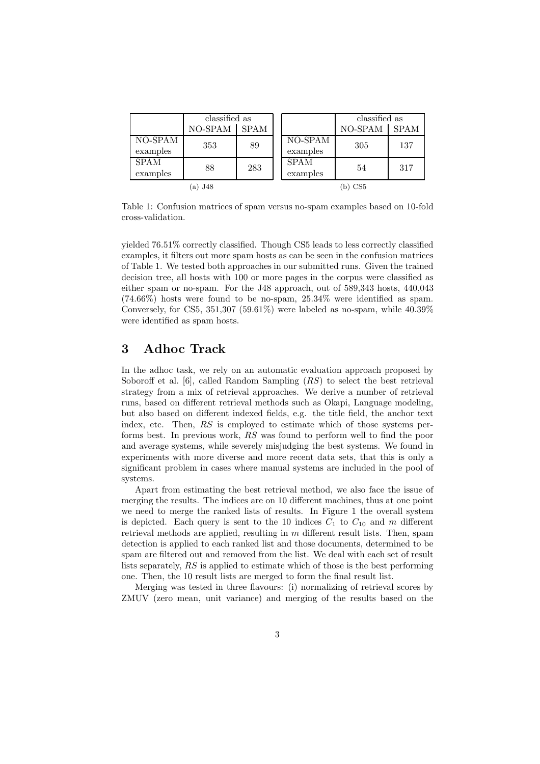| | classified as | |
|---|---|---|
| | NO-SPAM | SPAM |
| NO-SPAM examples | 353 | 89 |
| SPAM examples | 88 | 283 |

(a) J48

| | classified as | |
|---|---|---|
| | NO-SPAM | SPAM |
| NO-SPAM examples | 305 | 137 |
| SPAM examples | 54 | 317 |

(b) CS5

Table 1: Confusion matrices of spam versus no-spam examples based on 10-fold cross-validation.

yielded 76.51% correctly classified. Though CS5 leads to less correctly classified examples, it filters out more spam hosts as can be seen in the confusion matrices of Table 1. We tested both approaches in our submitted runs. Given the trained decision tree, all hosts with 100 or more pages in the corpus were classified as either spam or no-spam. For the J48 approach, out of 589,343 hosts, 440,043 (74.66%) hosts were found to be no-spam, 25.34% were identified as spam. Conversely, for CS5, 351,307 (59.61%) were labeled as no-spam, while 40.39% were identified as spam hosts.

## 3 Adhoc Track

In the adhoc task, we rely on an automatic evaluation approach proposed by Soboroff et al. [6], called Random Sampling (*RS*) to select the best retrieval strategy from a mix of retrieval approaches. We derive a number of retrieval runs, based on different retrieval methods such as Okapi, Language modeling, but also based on different indexed fields, e.g. the title field, the anchor text index, etc. Then, *RS* is employed to estimate which of those systems performs best. In previous work, *RS* was found to perform well to find the poor and average systems, while severely misjudging the best systems. We found in experiments with more diverse and more recent data sets, that this is only a significant problem in cases where manual systems are included in the pool of systems.

Apart from estimating the best retrieval method, we also face the issue of merging the results. The indices are on 10 different machines, thus at one point we need to merge the ranked lists of results. In Figure 1 the overall system is depicted. Each query is sent to the 10 indices $C_1$ to $C_{10}$ and $m$ different retrieval methods are applied, resulting in $m$ different result lists. Then, spam detection is applied to each ranked list and those documents, determined to be spam are filtered out and removed from the list. We deal with each set of result lists separately, *RS* is applied to estimate which of those is the best performing one. Then, the 10 result lists are merged to form the final result list.

Merging was tested in three flavours: (i) normalizing of retrieval scores by ZMUV (zero mean, unit variance) and merging of the results based on the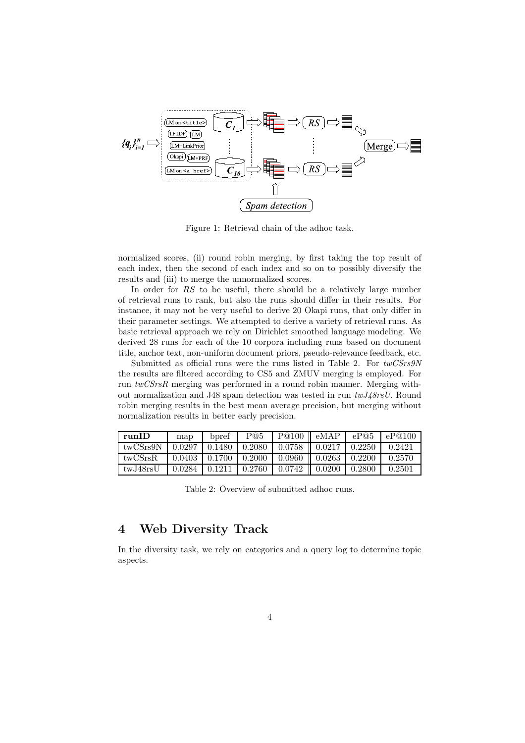Figure 1: Retrieval chain of the adhoc task.

normalized scores, (ii) round robin merging, by first taking the top result of each index, then the second of each index and so on to possibly diversify the results and (iii) to merge the unnormalized scores.

In order for *RS* to be useful, there should be a relatively large number of retrieval runs to rank, but also the runs should differ in their results. For instance, it may not be very useful to derive 20 Okapi runs, that only differ in their parameter settings. We attempted to derive a variety of retrieval runs. As basic retrieval approach we rely on Dirichlet smoothed language modeling. We derived 28 runs for each of the 10 corpora including runs based on document title, anchor text, non-uniform document priors, pseudo-relevance feedback, etc.

Submitted as official runs were the runs listed in Table 2. For *twCSrs9N* the results are filtered according to CS5 and ZMUV merging is employed. For run *twCSrsR* merging was performed in a round robin manner. Merging without normalization and J48 spam detection was tested in run *twJ48rsU*. Round robin merging results in the best mean average precision, but merging without normalization results in better early precision.

| **runID** | map | bpref | P@5 | P@100 | eMAP | eP@5 | eP@100 |
|---|---|---|---|---|---|---|---|
| twCSrs9N | 0.0297 | 0.1480 | 0.2080 | 0.0758 | 0.0217 | 0.2250 | 0.2421 |
| twCSrsR | 0.0403 | 0.1700 | 0.2000 | 0.0960 | 0.0263 | 0.2200 | 0.2570 |
| twJ48rsU | 0.0284 | 0.1211 | 0.2760 | 0.0742 | 0.0200 | 0.2800 | 0.2501 |

Table 2: Overview of submitted adhoc runs.

## 4 Web Diversity Track

In the diversity task, we rely on categories and a query log to determine topic aspects.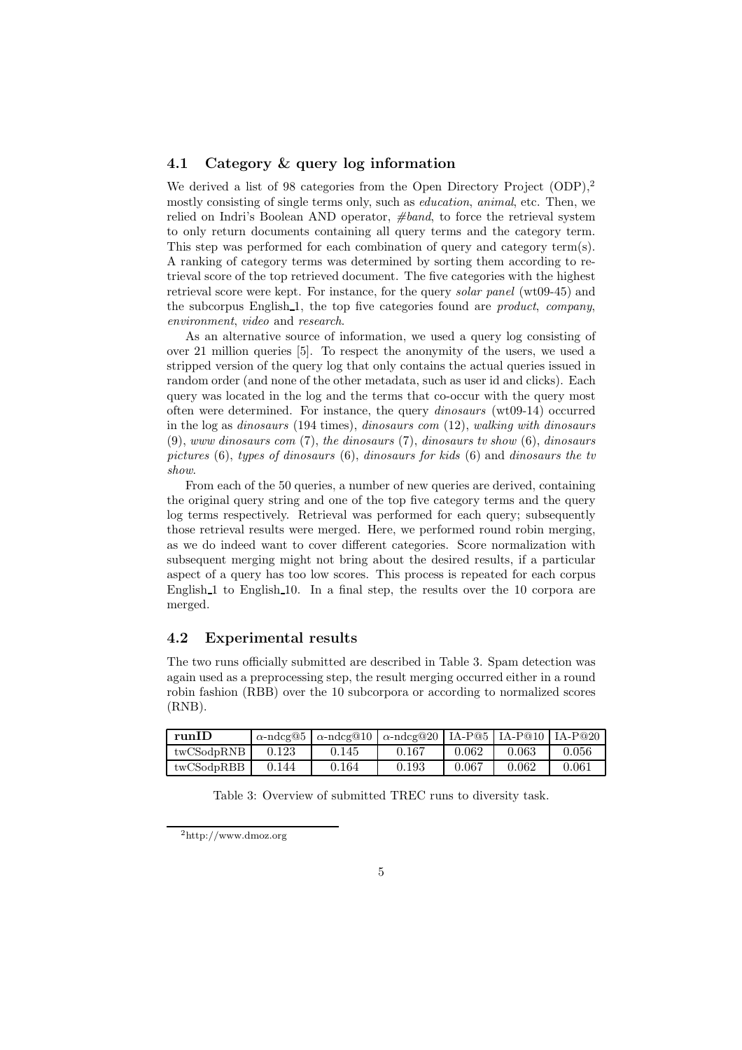### 4.1 Category & query log information

We derived a list of 98 categories from the Open Directory Project (ODP),[2] mostly consisting of single terms only, such as *education*, *animal*, etc. Then, we relied on Indri's Boolean AND operator, *#band*, to force the retrieval system to only return documents containing all query terms and the category term. This step was performed for each combination of query and category term(s). A ranking of category terms was determined by sorting them according to retrieval score of the top retrieved document. The five categories with the highest retrieval score were kept. For instance, for the query *solar panel* (wt09-45) and the subcorpus English_1, the top five categories found are *product*, *company*, *environment*, *video* and *research*.

As an alternative source of information, we used a query log consisting of over 21 million queries [5]. To respect the anonymity of the users, we used a stripped version of the query log that only contains the actual queries issued in random order (and none of the other metadata, such as user id and clicks). Each query was located in the log and the terms that co-occur with the query most often were determined. For instance, the query *dinosaurs* (wt09-14) occurred in the log as *dinosaurs* (194 times), *dinosaurs com* (12), *walking with dinosaurs* (9), *www dinosaurs com* (7), *the dinosaurs* (7), *dinosaurs tv show* (6), *dinosaurs pictures* (6), *types of dinosaurs* (6), *dinosaurs for kids* (6) and *dinosaurs the tv show*.

From each of the 50 queries, a number of new queries are derived, containing the original query string and one of the top five category terms and the query log terms respectively. Retrieval was performed for each query; subsequently those retrieval results were merged. Here, we performed round robin merging, as we do indeed want to cover different categories. Score normalization with subsequent merging might not bring about the desired results, if a particular aspect of a query has too low scores. This process is repeated for each corpus English_1 to English_10. In a final step, the results over the 10 corpora are merged.

### 4.2 Experimental results

The two runs officially submitted are described in Table 3. Spam detection was again used as a preprocessing step, the result merging occurred either in a round robin fashion (RBB) over the 10 subcorpora or according to normalized scores (RNB).

| runID | $\alpha$-ndcg@5 | $\alpha$-ndcg@10 | $\alpha$-ndcg@20 | IA-P@5 | IA-P@10 | IA-P@20 |
|---|---|---|---|---|---|---|
| twCSodpRNB | 0.123 | 0.145 | 0.167 | 0.062 | 0.063 | 0.056 |
| twCSodpRBB | 0.144 | 0.164 | 0.193 | 0.067 | 0.062 | 0.061 |

Table 3: Overview of submitted TREC runs to diversity task.

[2] http://www.dmoz.org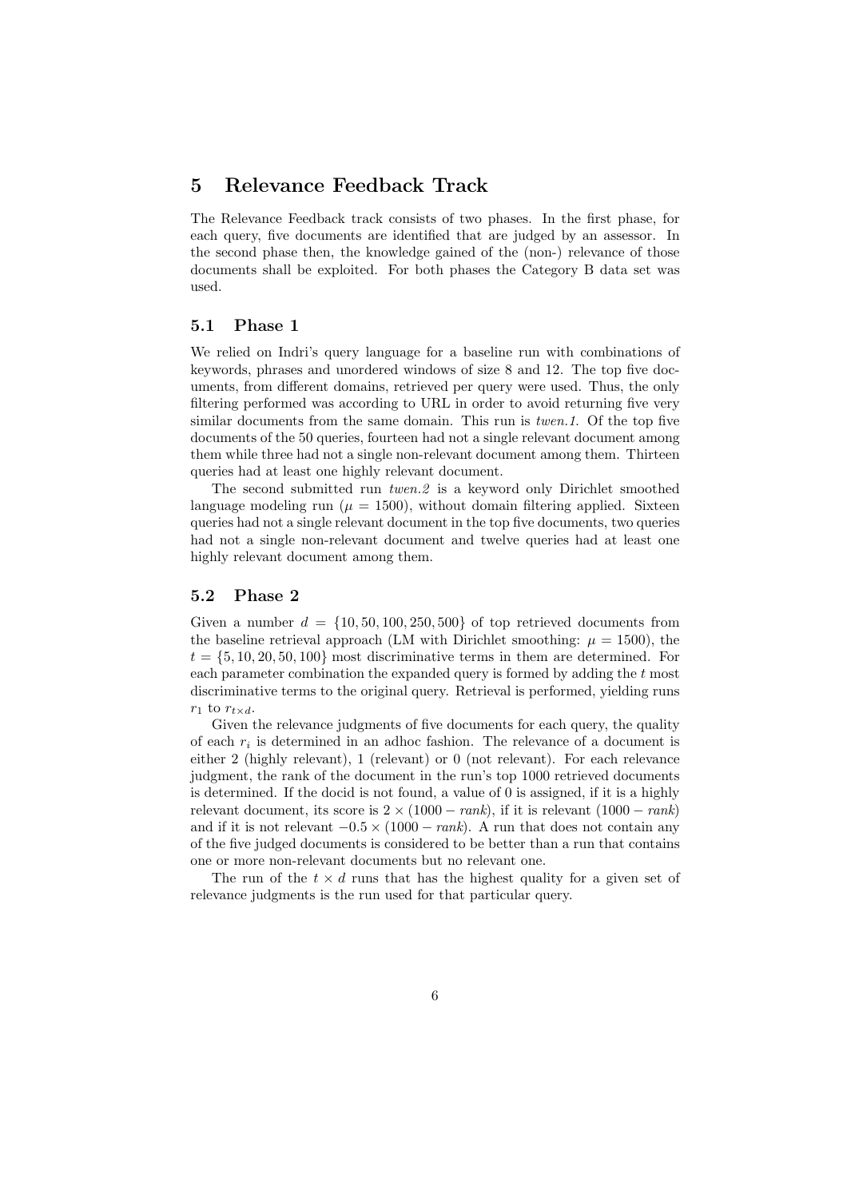# 5 Relevance Feedback Track

The Relevance Feedback track consists of two phases. In the first phase, for each query, five documents are identified that are judged by an assessor. In the second phase then, the knowledge gained of the (non-) relevance of those documents shall be exploited. For both phases the Category B data set was used.

## 5.1 Phase 1

We relied on Indri's query language for a baseline run with combinations of keywords, phrases and unordered windows of size 8 and 12. The top five documents, from different domains, retrieved per query were used. Thus, the only filtering performed was according to URL in order to avoid returning five very similar documents from the same domain. This run is *twen.1*. Of the top five documents of the 50 queries, fourteen had not a single relevant document among them while three had not a single non-relevant document among them. Thirteen queries had at least one highly relevant document.

The second submitted run *twen.2* is a keyword only Dirichlet smoothed language modeling run ($\mu = 1500$), without domain filtering applied. Sixteen queries had not a single relevant document in the top five documents, two queries had not a single non-relevant document and twelve queries had at least one highly relevant document among them.

## 5.2 Phase 2

Given a number $d = \{10, 50, 100, 250, 500\}$ of top retrieved documents from the baseline retrieval approach (LM with Dirichlet smoothing: $\mu = 1500$), the $t = \{5, 10, 20, 50, 100\}$ most discriminative terms in them are determined. For each parameter combination the expanded query is formed by adding the $t$ most discriminative terms to the original query. Retrieval is performed, yielding runs $r_1$ to $r_{t \times d}$.

Given the relevance judgments of five documents for each query, the quality of each $r_i$ is determined in an adhoc fashion. The relevance of a document is either 2 (highly relevant), 1 (relevant) or 0 (not relevant). For each relevance judgment, the rank of the document in the run's top 1000 retrieved documents is determined. If the docid is not found, a value of 0 is assigned, if it is a highly relevant document, its score is $2 \times (1000 - rank)$, if it is relevant $(1000 - rank)$ and if it is not relevant $-0.5 \times (1000 - rank)$. A run that does not contain any of the five judged documents is considered to be better than a run that contains one or more non-relevant documents but no relevant one.

The run of the $t \times d$ runs that has the highest quality for a given set of relevance judgments is the run used for that particular query.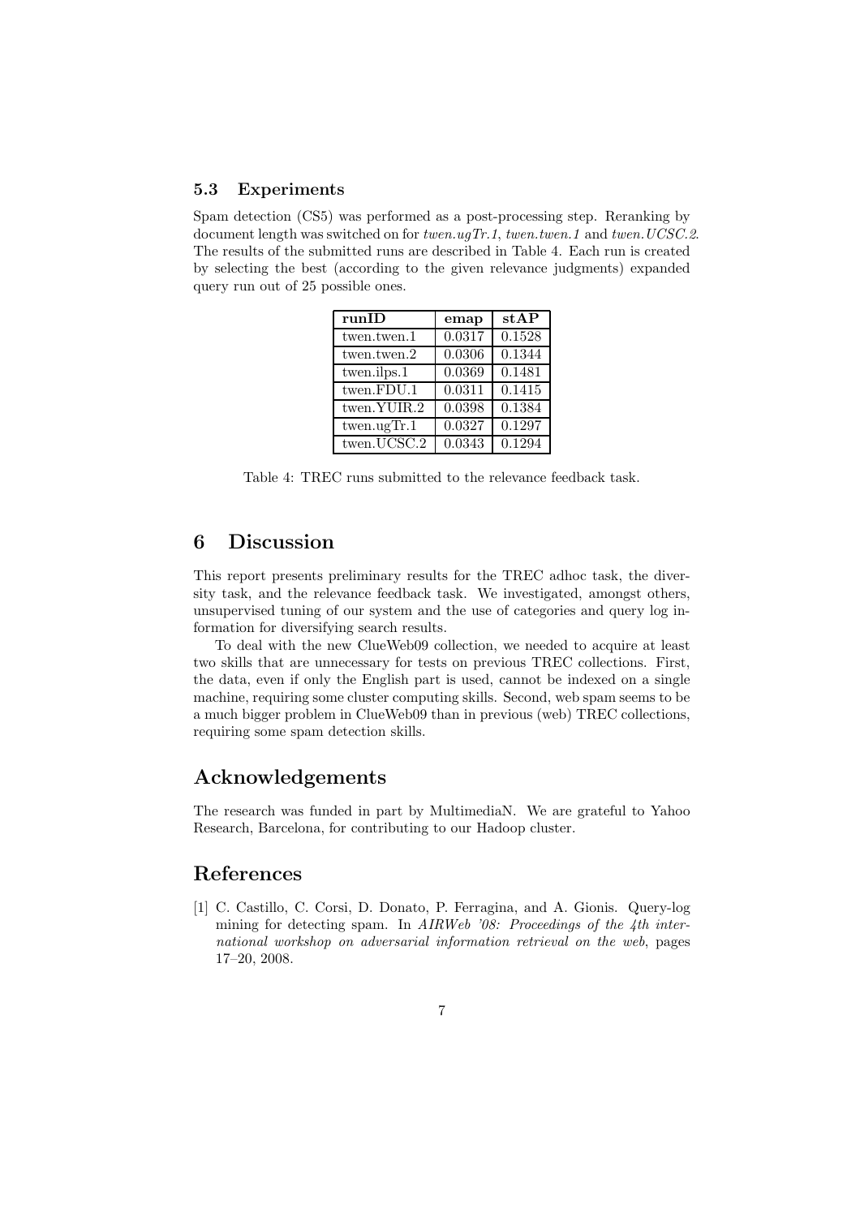### 5.3 Experiments

Spam detection (CS5) was performed as a post-processing step. Reranking by document length was switched on for *twen.ugTr.1*, *twen.twen.1* and *twen.UCSC.2*. The results of the submitted runs are described in Table 4. Each run is created by selecting the best (according to the given relevance judgments) expanded query run out of 25 possible ones.

| runID | emap | stAP |
|---|---|---|
| twen.twen.1 | 0.0317 | 0.1528 |
| twen.twen.2 | 0.0306 | 0.1344 |
| twen.ilps.1 | 0.0369 | 0.1481 |
| twen.FDU.1 | 0.0311 | 0.1415 |
| twen.YUIR.2 | 0.0398 | 0.1384 |
| twen.ugTr.1 | 0.0327 | 0.1297 |
| twen.UCSC.2 | 0.0343 | 0.1294 |

Table 4: TREC runs submitted to the relevance feedback task.

## 6 Discussion

This report presents preliminary results for the TREC adhoc task, the diversity task, and the relevance feedback task. We investigated, amongst others, unsupervised tuning of our system and the use of categories and query log information for diversifying search results.

To deal with the new ClueWeb09 collection, we needed to acquire at least two skills that are unnecessary for tests on previous TREC collections. First, the data, even if only the English part is used, cannot be indexed on a single machine, requiring some cluster computing skills. Second, web spam seems to be a much bigger problem in ClueWeb09 than in previous (web) TREC collections, requiring some spam detection skills.

## Acknowledgements

The research was funded in part by MultimediaN. We are grateful to Yahoo Research, Barcelona, for contributing to our Hadoop cluster.

## References

[1] C. Castillo, C. Corsi, D. Donato, P. Ferragina, and A. Gionis. Query-log mining for detecting spam. In *AIRWeb '08: Proceedings of the 4th international workshop on adversarial information retrieval on the web*, pages 17–20, 2008.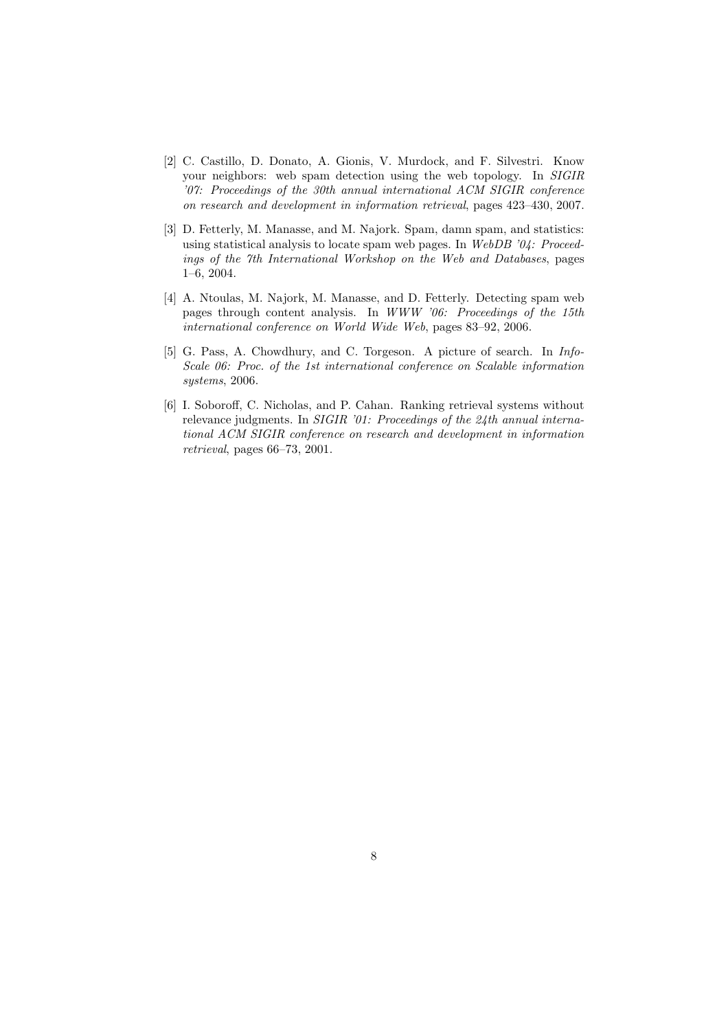[2] C. Castillo, D. Donato, A. Gionis, V. Murdock, and F. Silvestri. Know your neighbors: web spam detection using the web topology. In *SIGIR '07: Proceedings of the 30th annual international ACM SIGIR conference on research and development in information retrieval*, pages 423–430, 2007.

[3] D. Fetterly, M. Manasse, and M. Najork. Spam, damn spam, and statistics: using statistical analysis to locate spam web pages. In *WebDB '04: Proceedings of the 7th International Workshop on the Web and Databases*, pages 1–6, 2004.

[4] A. Ntoulas, M. Najork, M. Manasse, and D. Fetterly. Detecting spam web pages through content analysis. In *WWW '06: Proceedings of the 15th international conference on World Wide Web*, pages 83–92, 2006.

[5] G. Pass, A. Chowdhury, and C. Torgeson. A picture of search. In *InfoScale 06: Proc. of the 1st international conference on Scalable information systems*, 2006.

[6] I. Soboroff, C. Nicholas, and P. Cahan. Ranking retrieval systems without relevance judgments. In *SIGIR '01: Proceedings of the 24th annual international ACM SIGIR conference on research and development in information retrieval*, pages 66–73, 2001.